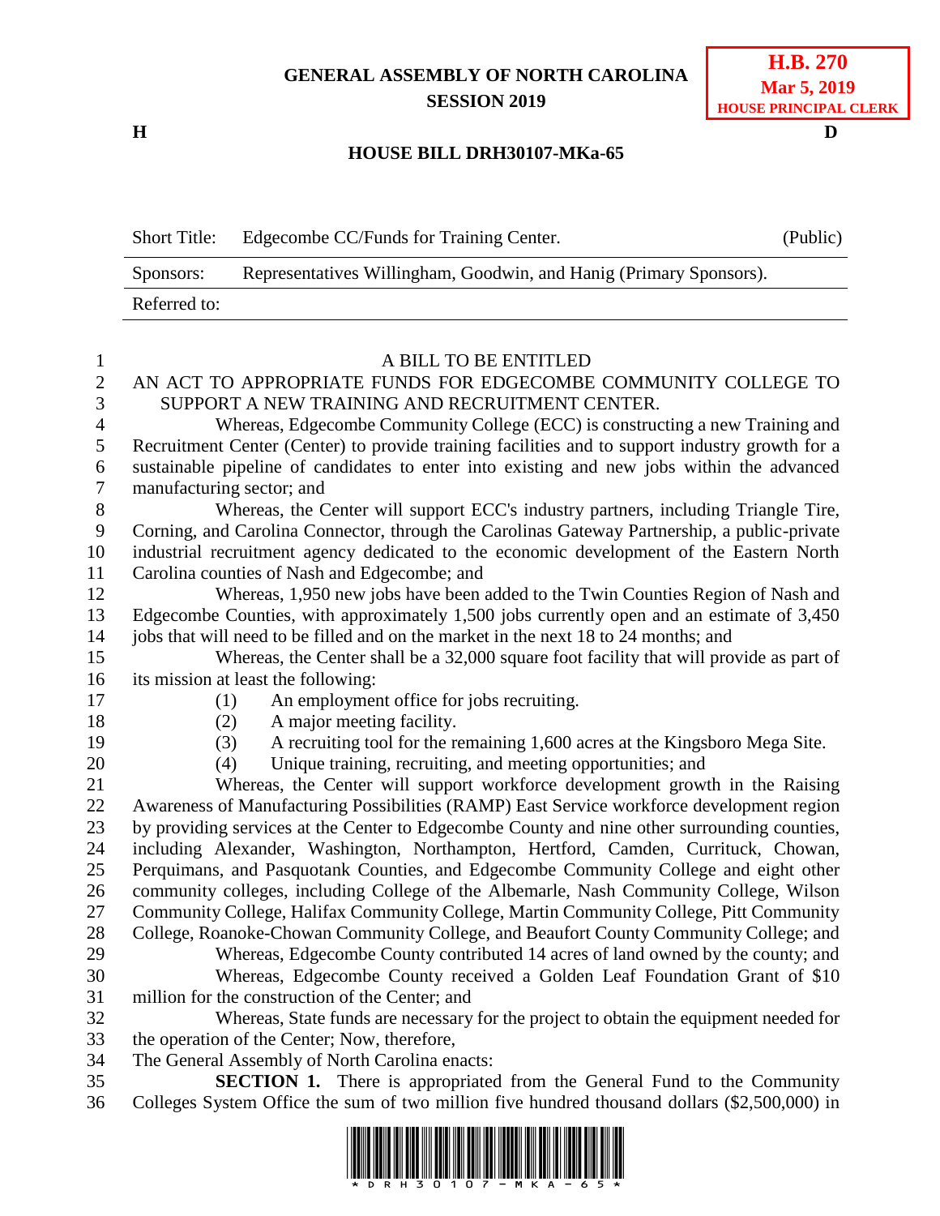# GENERAL ASSEMBLY OF NORTH CAROLINA
## SESSION 2019

**H.B. 270**
**Mar 5, 2019**
**HOUSE PRINCIPAL CLERK**

**H** **D**

### HOUSE BILL DRH30107-MKa-65

| | | |
|---|---|---|
| Short Title: | Edgecombe CC/Funds for Training Center. | (Public) |
| Sponsors: | Representatives Willingham, Goodwin, and Hanig (Primary Sponsors). | |
| Referred to: | | |

A BILL TO BE ENTITLED

AN ACT TO APPROPRIATE FUNDS FOR EDGECOMBE COMMUNITY COLLEGE TO SUPPORT A NEW TRAINING AND RECRUITMENT CENTER.

Whereas, Edgecombe Community College (ECC) is constructing a new Training and Recruitment Center (Center) to provide training facilities and to support industry growth for a sustainable pipeline of candidates to enter into existing and new jobs within the advanced manufacturing sector; and

Whereas, the Center will support ECC's industry partners, including Triangle Tire, Corning, and Carolina Connector, through the Carolinas Gateway Partnership, a public-private industrial recruitment agency dedicated to the economic development of the Eastern North Carolina counties of Nash and Edgecombe; and

Whereas, 1,950 new jobs have been added to the Twin Counties Region of Nash and Edgecombe Counties, with approximately 1,500 jobs currently open and an estimate of 3,450 jobs that will need to be filled and on the market in the next 18 to 24 months; and

Whereas, the Center shall be a 32,000 square foot facility that will provide as part of its mission at least the following:

(1) An employment office for jobs recruiting.
(2) A major meeting facility.
(3) A recruiting tool for the remaining 1,600 acres at the Kingsboro Mega Site.
(4) Unique training, recruiting, and meeting opportunities; and

Whereas, the Center will support workforce development growth in the Raising Awareness of Manufacturing Possibilities (RAMP) East Service workforce development region by providing services at the Center to Edgecombe County and nine other surrounding counties, including Alexander, Washington, Northampton, Hertford, Camden, Currituck, Chowan, Perquimans, and Pasquotank Counties, and Edgecombe Community College and eight other community colleges, including College of the Albemarle, Nash Community College, Wilson Community College, Halifax Community College, Martin Community College, Pitt Community College, Roanoke-Chowan Community College, and Beaufort County Community College; and

Whereas, Edgecombe County contributed 14 acres of land owned by the county; and

Whereas, Edgecombe County received a Golden Leaf Foundation Grant of $10 million for the construction of the Center; and

Whereas, State funds are necessary for the project to obtain the equipment needed for the operation of the Center; Now, therefore,

The General Assembly of North Carolina enacts:

**SECTION 1.** There is appropriated from the General Fund to the Community Colleges System Office the sum of two million five hundred thousand dollars ($2,500,000) in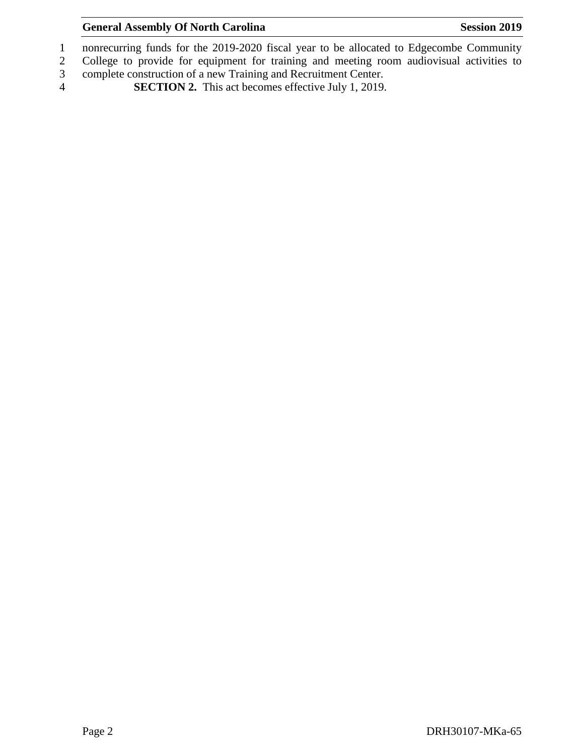nonrecurring funds for the 2019-2020 fiscal year to be allocated to Edgecombe Community College to provide for equipment for training and meeting room audiovisual activities to complete construction of a new Training and Recruitment Center.

**SECTION 2.** This act becomes effective July 1, 2019.